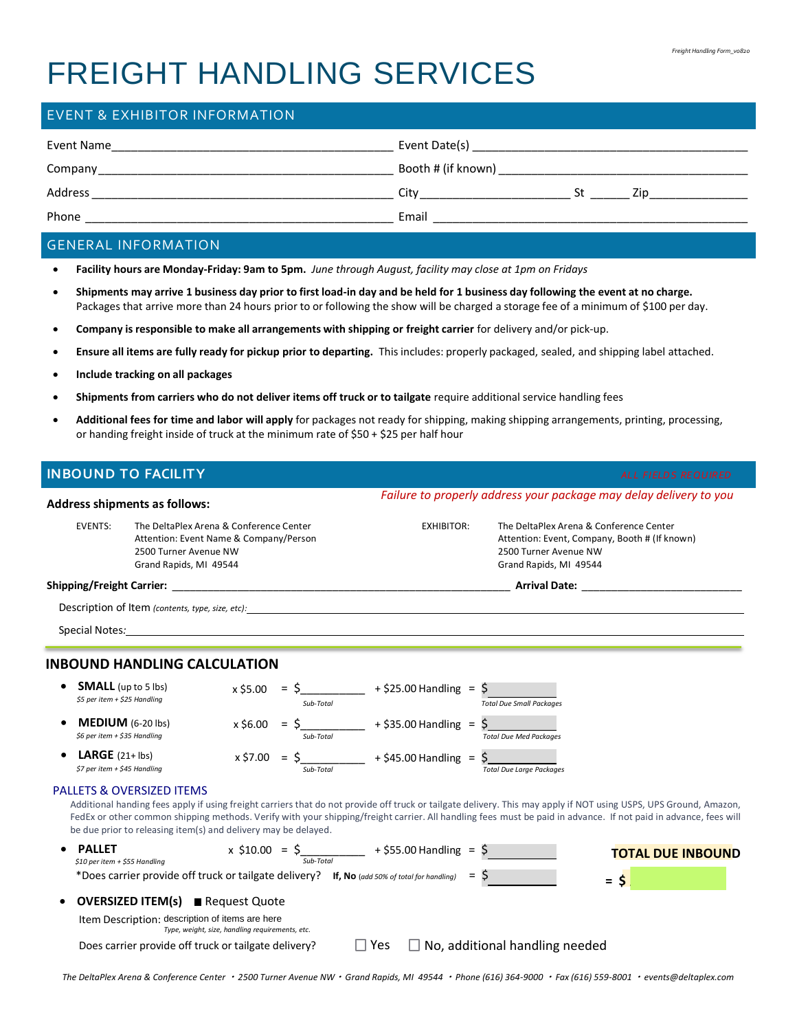Freight Handling Form_vo820

# FREIGHT HANDLING SERVICES

## EVENT & EXHIBITOR INFORMATION

Event Name\_\_\_\_\_\_\_\_\_\_\_\_\_\_\_\_\_\_\_\_\_\_\_\_\_\_\_\_\_\_\_\_\_\_\_\_\_\_\_\_ Event Date(s) \_\_\_\_\_\_\_\_\_\_\_\_\_\_\_\_\_\_\_\_\_\_\_\_\_\_\_\_\_\_\_\_\_\_\_\_\_\_\_\_

Company\_\_\_\_\_\_\_\_\_\_\_\_\_\_\_\_\_\_\_\_\_\_\_\_\_\_\_\_\_\_\_\_\_\_\_\_\_\_\_\_\_\_ Booth # (if known) \_\_\_\_\_\_\_\_\_\_\_\_\_\_\_\_\_\_\_\_\_\_\_\_\_\_\_\_\_\_\_\_\_\_\_\_

Address \_\_\_\_\_\_\_\_\_\_\_\_\_\_\_\_\_\_\_\_\_\_\_\_\_\_\_\_\_\_\_\_\_\_\_\_\_\_\_\_\_\_ City \_\_\_\_\_\_\_\_\_\_\_\_\_\_\_\_\_\_\_\_\_\_ St \_\_\_\_\_\_ Zip\_\_\_\_\_\_\_\_\_\_\_\_\_\_\_

Phone \_\_\_\_\_\_\_\_\_\_\_\_\_\_\_\_\_\_\_\_\_\_\_\_\_\_\_\_\_\_\_\_\_\_\_\_\_\_\_\_\_\_\_ Email \_\_\_\_\_\_\_\_\_\_\_\_\_\_\_\_\_\_\_\_\_\_\_\_\_\_\_\_\_\_\_\_\_\_\_\_\_\_\_\_\_\_\_\_\_

## GENERAL INFORMATION

- **Facility hours are Monday-Friday: 9am to 5pm.** *June through August, facility may close at 1pm on Fridays*
- **Shipments may arrive 1 business day prior to first load-in day and be held for 1 business day following the event at no charge.** Packages that arrive more than 24 hours prior to or following the show will be charged a storage fee of a minimum of $100 per day.
- **Company is responsible to make all arrangements with shipping or freight carrier** for delivery and/or pick-up.
- **Ensure all items are fully ready for pickup prior to departing.** This includes: properly packaged, sealed, and shipping label attached.
- **Include tracking on all packages**
- **Shipments from carriers who do not deliver items off truck or to tailgate** require additional service handling fees
- **Additional fees for time and labor will apply** for packages not ready for shipping, making shipping arrangements, printing, processing, or handing freight inside of truck at the minimum rate of $50 + $25 per half hour

## INBOUND TO FACILITY

*ALL FIELDS REQUIRED*

**Address shipments as follows:**

*Failure to properly address your package may delay delivery to you*

EVENTS:
The DeltaPlex Arena & Conference Center
Attention: Event Name & Company/Person
2500 Turner Avenue NW
Grand Rapids, MI 49544

EXHIBITOR:
The DeltaPlex Arena & Conference Center
Attention: Event, Company, Booth # (If known)
2500 Turner Avenue NW
Grand Rapids, MI 49544

**Shipping/Freight Carrier:** \_\_\_\_\_\_\_\_\_\_\_\_\_\_\_\_\_\_\_\_\_\_\_\_\_\_\_\_\_\_\_\_\_\_\_\_\_\_\_\_ **Arrival Date:** \_\_\_\_\_\_\_\_\_\_\_\_\_\_\_\_\_\_\_\_\_\_

Description of Item *(contents, type, size, etc)*: \_\_\_\_\_\_\_\_\_\_\_\_\_\_\_\_\_\_\_\_\_\_\_\_\_\_\_\_\_\_\_\_\_\_\_\_\_\_\_\_\_\_\_\_\_\_\_\_\_\_

Special Notes: \_\_\_\_\_\_\_\_\_\_\_\_\_\_\_\_\_\_\_\_\_\_\_\_\_\_\_\_\_\_\_\_\_\_\_\_\_\_\_\_\_\_\_\_\_\_\_\_\_\_\_\_\_\_\_\_\_\_\_\_\_\_\_

### INBOUND HANDLING CALCULATION

- **SMALL** (up to 5 lbs) *$5 per item + $25 Handling* x $5.00 = $\_\_\_\_\_\_\_\_\_\_ *Sub-Total* + $25.00 Handling = $\_\_\_\_\_\_\_\_\_\_ *Total Due Small Packages*
- **MEDIUM** (6-20 lbs) *$6 per item + $35 Handling* x $6.00 = $\_\_\_\_\_\_\_\_\_\_ *Sub-Total* + $35.00 Handling = $\_\_\_\_\_\_\_\_\_\_ *Total Due Med Packages*
- **LARGE** (21+ lbs) *$7 per item + $45 Handling* x $7.00 = $\_\_\_\_\_\_\_\_\_\_ *Sub-Total* + $45.00 Handling = $\_\_\_\_\_\_\_\_\_\_ *Total Due Large Packages*

#### PALLETS & OVERSIZED ITEMS

Additional handing fees apply if using freight carriers that do not provide off truck or tailgate delivery. This may apply if NOT using USPS, UPS Ground, Amazon, FedEx or other common shipping methods. Verify with your shipping/freight carrier. All handling fees must be paid in advance. If not paid in advance, fees will be due prior to releasing item(s) and delivery may be delayed.

- **PALLET** *$10 per item + $55 Handling* x $10.00 = $\_\_\_\_\_\_\_\_\_\_ *Sub-Total* + $55.00 Handling = $\_\_\_\_\_\_\_\_\_\_

  *Does carrier provide off truck or tailgate delivery? **If, No** *(add 50% of total for handling)* = $\_\_\_\_\_\_\_\_\_\_

**TOTAL DUE INBOUND**

**= $** \_\_\_\_\_\_\_\_\_\_

- **OVERSIZED ITEM(s)** ■ Request Quote

  Item Description: description of items are here
  *Type, weight, size, handling requirements, etc.*

  Does carrier provide off truck or tailgate delivery? ☐ Yes ☐ No, additional handling needed

*The DeltaPlex Arena & Conference Center • 2500 Turner Avenue NW • Grand Rapids, MI 49544 • Phone (616) 364-9000 • Fax (616) 559-8001 • events@deltaplex.com*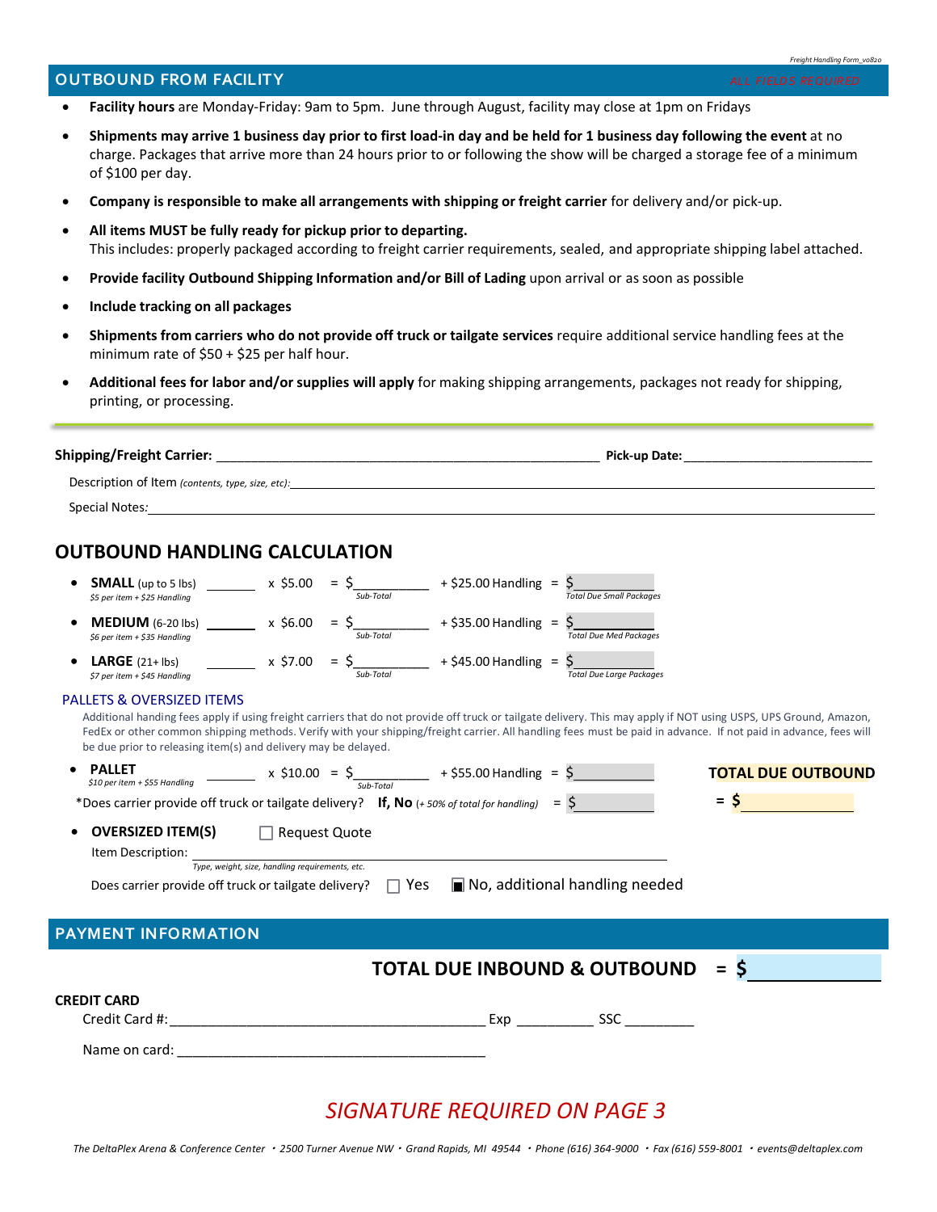## OUTBOUND FROM FACILITY

ALL FIELDS REQUIRED

- **Facility hours** are Monday-Friday: 9am to 5pm. June through August, facility may close at 1pm on Fridays
- **Shipments may arrive 1 business day prior to first load-in day and be held for 1 business day following the event** at no charge. Packages that arrive more than 24 hours prior to or following the show will be charged a storage fee of a minimum of $100 per day.
- **Company is responsible to make all arrangements with shipping or freight carrier** for delivery and/or pick-up.
- **All items MUST be fully ready for pickup prior to departing.**
  This includes: properly packaged according to freight carrier requirements, sealed, and appropriate shipping label attached.
- **Provide facility Outbound Shipping Information and/or Bill of Lading** upon arrival or as soon as possible
- **Include tracking on all packages**
- **Shipments from carriers who do not provide off truck or tailgate services** require additional service handling fees at the minimum rate of $50 + $25 per half hour.
- **Additional fees for labor and/or supplies will apply** for making shipping arrangements, packages not ready for shipping, printing, or processing.

---

**Shipping/Freight Carrier:** ______________________ **Pick-up Date:** ______________

Description of Item *(contents, type, size, etc)*: ______________________

Special Notes: ______________________

## OUTBOUND HANDLING CALCULATION

- **SMALL** (up to 5 lbs) *$5 per item + $25 Handling* ______ x $5.00 = $______ *Sub-Total* + $25.00 Handling = $______ *Total Due Small Packages*
- **MEDIUM** (6-20 lbs) *$6 per item + $35 Handling* ______ x $6.00 = $______ *Sub-Total* + $35.00 Handling = $______ *Total Due Med Packages*
- **LARGE** (21+ lbs) *$7 per item + $45 Handling* ______ x $7.00 = $______ *Sub-Total* + $45.00 Handling = $______ *Total Due Large Packages*

### PALLETS & OVERSIZED ITEMS

Additional handing fees apply if using freight carriers that do not provide off truck or tailgate delivery. This may apply if NOT using USPS, UPS Ground, Amazon, FedEx or other common shipping methods. Verify with your shipping/freight carrier. All handling fees must be paid in advance. If not paid in advance, fees will be due prior to releasing item(s) and delivery may be delayed.

- **PALLET** *$10 per item + $55 Handling* ______ x $10.00 = $______ *Sub-Total* + $55.00 Handling = $______

  *Does carrier provide off truck or tailgate delivery? **If, No** *(+ 50% of total for handling)* = $______

**TOTAL DUE OUTBOUND** = **$** ______

- **OVERSIZED ITEM(S)** ☐ Request Quote

  Item Description: ______________________
  *Type, weight, size, handling requirements, etc.*

  Does carrier provide off truck or tailgate delivery? ☐ Yes ■ No, additional handling needed

## PAYMENT INFORMATION

**TOTAL DUE INBOUND & OUTBOUND = $** ______

**CREDIT CARD**

Credit Card #: ______________________ Exp ________ SSC ________

Name on card: ______________________

*SIGNATURE REQUIRED ON PAGE 3*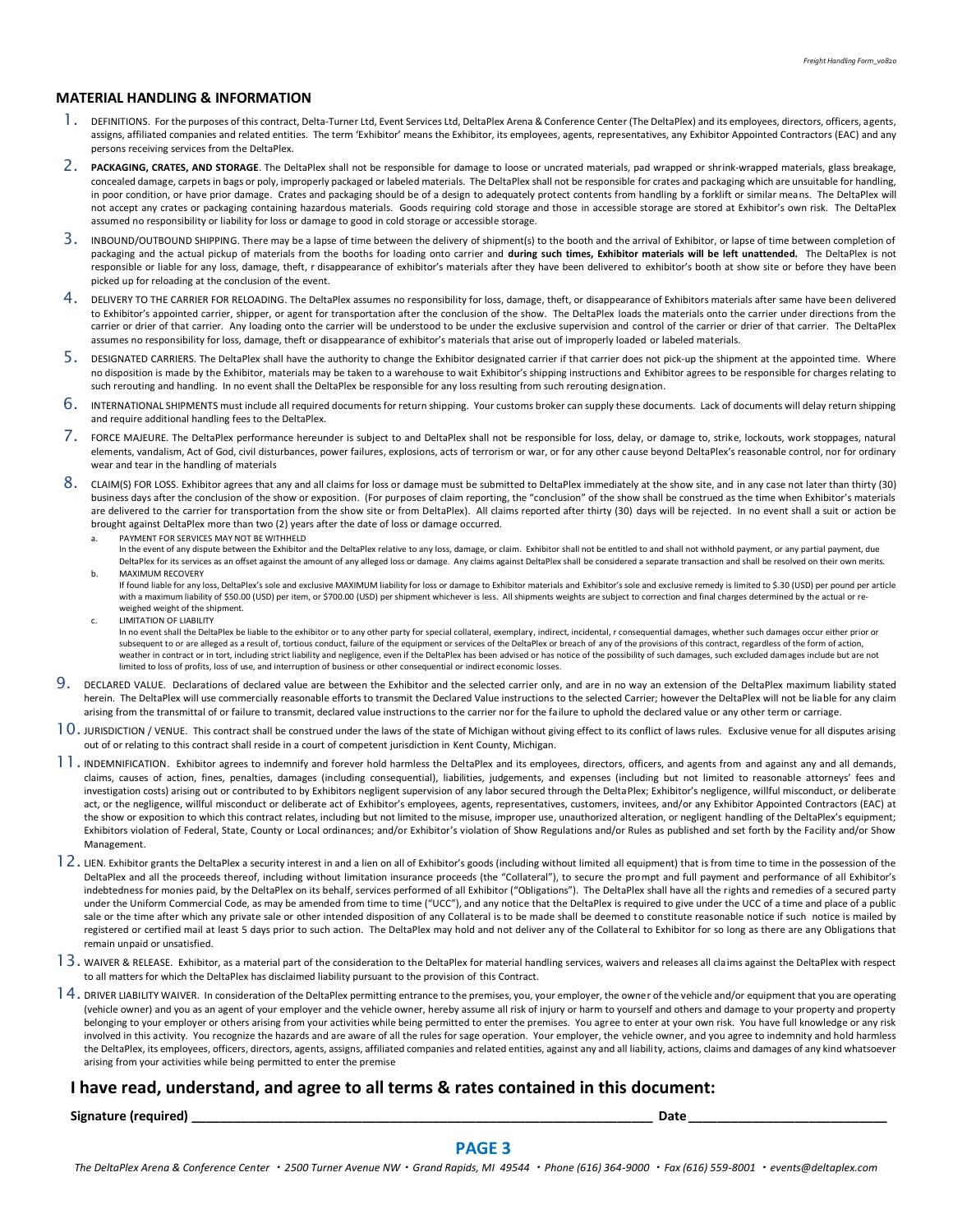## MATERIAL HANDLING & INFORMATION

1. DEFINITIONS. For the purposes of this contract, Delta-Turner Ltd, Event Services Ltd, DeltaPlex Arena & Conference Center (The DeltaPlex) and its employees, directors, officers, agents, assigns, affiliated companies and related entities. The term 'Exhibitor' means the Exhibitor, its employees, agents, representatives, any Exhibitor Appointed Contractors (EAC) and any persons receiving services from the DeltaPlex.

2. **PACKAGING, CRATES, AND STORAGE**. The DeltaPlex shall not be responsible for damage to loose or uncrated materials, pad wrapped or shrink-wrapped materials, glass breakage, concealed damage, carpets in bags or poly, improperly packaged or labeled materials. The DeltaPlex shall not be responsible for crates and packaging which are unsuitable for handling, in poor condition, or have prior damage. Crates and packaging should be of a design to adequately protect contents from handling by a forklift or similar means. The DeltaPlex will not accept any crates or packaging containing hazardous materials. Goods requiring cold storage and those in accessible storage are stored at Exhibitor's own risk. The DeltaPlex assumed no responsibility or liability for loss or damage to good in cold storage or accessible storage.

3. INBOUND/OUTBOUND SHIPPING. There may be a lapse of time between the delivery of shipment(s) to the booth and the arrival of Exhibitor, or lapse of time between completion of packaging and the actual pickup of materials from the booths for loading onto carrier and **during such times, Exhibitor materials will be left unattended.** The DeltaPlex is not responsible or liable for any loss, damage, theft, r disappearance of exhibitor's materials after they have been delivered to exhibitor's booth at show site or before they have been picked up for reloading at the conclusion of the event.

4. DELIVERY TO THE CARRIER FOR RELOADING. The DeltaPlex assumes no responsibility for loss, damage, theft, or disappearance of Exhibitors materials after same have been delivered to Exhibitor's appointed carrier, shipper, or agent for transportation after the conclusion of the show. The DeltaPlex loads the materials onto the carrier under directions from the carrier or drier of that carrier. Any loading onto the carrier will be understood to be under the exclusive supervision and control of the carrier or drier of that carrier. The DeltaPlex assumes no responsibility for loss, damage, theft or disappearance of exhibitor's materials that arise out of improperly loaded or labeled materials.

5. DESIGNATED CARRIERS. The DeltaPlex shall have the authority to change the Exhibitor designated carrier if that carrier does not pick-up the shipment at the appointed time. Where no disposition is made by the Exhibitor, materials may be taken to a warehouse to wait Exhibitor's shipping instructions and Exhibitor agrees to be responsible for charges relating to such rerouting and handling. In no event shall the DeltaPlex be responsible for any loss resulting from such rerouting designation.

6. INTERNATIONAL SHIPMENTS must include all required documents for return shipping. Your customs broker can supply these documents. Lack of documents will delay return shipping and require additional handling fees to the DeltaPlex.

7. FORCE MAJEURE. The DeltaPlex performance hereunder is subject to and DeltaPlex shall not be responsible for loss, delay, or damage to, strike, lockouts, work stoppages, natural elements, vandalism, Act of God, civil disturbances, power failures, explosions, acts of terrorism or war, or for any other cause beyond DeltaPlex's reasonable control, nor for ordinary wear and tear in the handling of materials

8. CLAIM(S) FOR LOSS. Exhibitor agrees that any and all claims for loss or damage must be submitted to DeltaPlex immediately at the show site, and in any case not later than thirty (30) business days after the conclusion of the show or exposition. (For purposes of claim reporting, the "conclusion" of the show shall be construed as the time when Exhibitor's materials are delivered to the carrier for transportation from the show site or from DeltaPlex). All claims reported after thirty (30) days will be rejected. In no event shall a suit or action be brought against DeltaPlex more than two (2) years after the date of loss or damage occurred.

   a. PAYMENT FOR SERVICES MAY NOT BE WITHHELD
      In the event of any dispute between the Exhibitor and the DeltaPlex relative to any loss, damage, or claim. Exhibitor shall not be entitled to and shall not withhold payment, or any partial payment, due DeltaPlex for its services as an offset against the amount of any alleged loss or damage. Any claims against DeltaPlex shall be considered a separate transaction and shall be resolved on their own merits.

   b. MAXIMUM RECOVERY
      If found liable for any loss, DeltaPlex's sole and exclusive MAXIMUM liability for loss or damage to Exhibitor materials and Exhibitor's sole and exclusive remedy is limited to $.30 (USD) per pound per article with a maximum liability of $50.00 (USD) per item, or $700.00 (USD) per shipment whichever is less. All shipments weights are subject to correction and final charges determined by the actual or re-weighed weight of the shipment.

   c. LIMITATION OF LIABILITY
      In no event shall the DeltaPlex be liable to the exhibitor or to any other party for special collateral, exemplary, indirect, incidental, r consequential damages, whether such damages occur either prior or subsequent to or are alleged as a result of, tortious conduct, failure of the equipment or services of the DeltaPlex or breach of any of the provisions of this contract, regardless of the form of action, weather in contract or in tort, including strict liability and negligence, even if the DeltaPlex has been advised or has notice of the possibility of such damages, such excluded damages include but are not limited to loss of profits, loss of use, and interruption of business or other consequential or indirect economic losses.

9. DECLARED VALUE. Declarations of declared value are between the Exhibitor and the selected carrier only, and are in no way an extension of the DeltaPlex maximum liability stated herein. The DeltaPlex will use commercially reasonable efforts to transmit the Declared Value instructions to the selected Carrier; however the DeltaPlex will not be liable for any claim arising from the transmittal of or failure to transmit, declared value instructions to the carrier nor for the failure to uphold the declared value or any other term or carriage.

10. JURISDICTION / VENUE. This contract shall be construed under the laws of the state of Michigan without giving effect to its conflict of laws rules. Exclusive venue for all disputes arising out of or relating to this contract shall reside in a court of competent jurisdiction in Kent County, Michigan.

11. INDEMNIFICATION. Exhibitor agrees to indemnify and forever hold harmless the DeltaPlex and its employees, directors, officers, and agents from and against any and all demands, claims, causes of action, fines, penalties, damages (including consequential), liabilities, judgements, and expenses (including but not limited to reasonable attorneys' fees and investigation costs) arising out or contributed to by Exhibitors negligent supervision of any labor secured through the DeltaPlex; Exhibitor's negligence, willful misconduct, or deliberate act, or the negligence, willful misconduct or deliberate act of Exhibitor's employees, agents, representatives, customers, invitees, and/or any Exhibitor Appointed Contractors (EAC) at the show or exposition to which this contract relates, including but not limited to the misuse, improper use, unauthorized alteration, or negligent handling of the DeltaPlex's equipment; Exhibitors violation of Federal, State, County or Local ordinances; and/or Exhibitor's violation of Show Regulations and/or Rules as published and set forth by the Facility and/or Show Management.

12. LIEN. Exhibitor grants the DeltaPlex a security interest in and a lien on all of Exhibitor's goods (including without limited all equipment) that is from time to time in the possession of the DeltaPlex and all the proceeds thereof, including without limitation insurance proceeds (the "Collateral"), to secure the prompt and full payment and performance of all Exhibitor's indebtedness for monies paid, by the DeltaPlex on its behalf, services performed of all Exhibitor ("Obligations"). The DeltaPlex shall have all the rights and remedies of a secured party under the Uniform Commercial Code, as may be amended from time to time ("UCC"), and any notice that the DeltaPlex is required to give under the UCC of a time and place of a public sale or the time after which any private sale or other intended disposition of any Collateral is to be made shall be deemed to constitute reasonable notice if such notice is mailed by registered or certified mail at least 5 days prior to such action. The DeltaPlex may hold and not deliver any of the Collateral to Exhibitor for so long as there are any Obligations that remain unpaid or unsatisfied.

13. WAIVER & RELEASE. Exhibitor, as a material part of the consideration to the DeltaPlex for material handling services, waivers and releases all claims against the DeltaPlex with respect to all matters for which the DeltaPlex has disclaimed liability pursuant to the provision of this Contract.

14. DRIVER LIABILITY WAIVER. In consideration of the DeltaPlex permitting entrance to the premises, you, your employer, the owner of the vehicle and/or equipment that you are operating (vehicle owner) and you as an agent of your employer and the vehicle owner, hereby assume all risk of injury or harm to yourself and others and damage to your property and property belonging to your employer or others arising from your activities while being permitted to enter the premises. You agree to enter at your own risk. You have full knowledge or any risk involved in this activity. You recognize the hazards and are aware of all the rules for sage operation. Your employer, the vehicle owner, and you agree to indemnity and hold harmless the DeltaPlex, its employees, officers, directors, agents, assigns, affiliated companies and related entities, against any and all liability, actions, claims and damages of any kind whatsoever arising from your activities while being permitted to enter the premise

### I have read, understand, and agree to all terms & rates contained in this document:

**Signature (required)** ____________________________________________ **Date** ______________________

*The DeltaPlex Arena & Conference Center • 2500 Turner Avenue NW • Grand Rapids, MI 49544 • Phone (616) 364-9000 • Fax (616) 559-8001 • events@deltaplex.com*